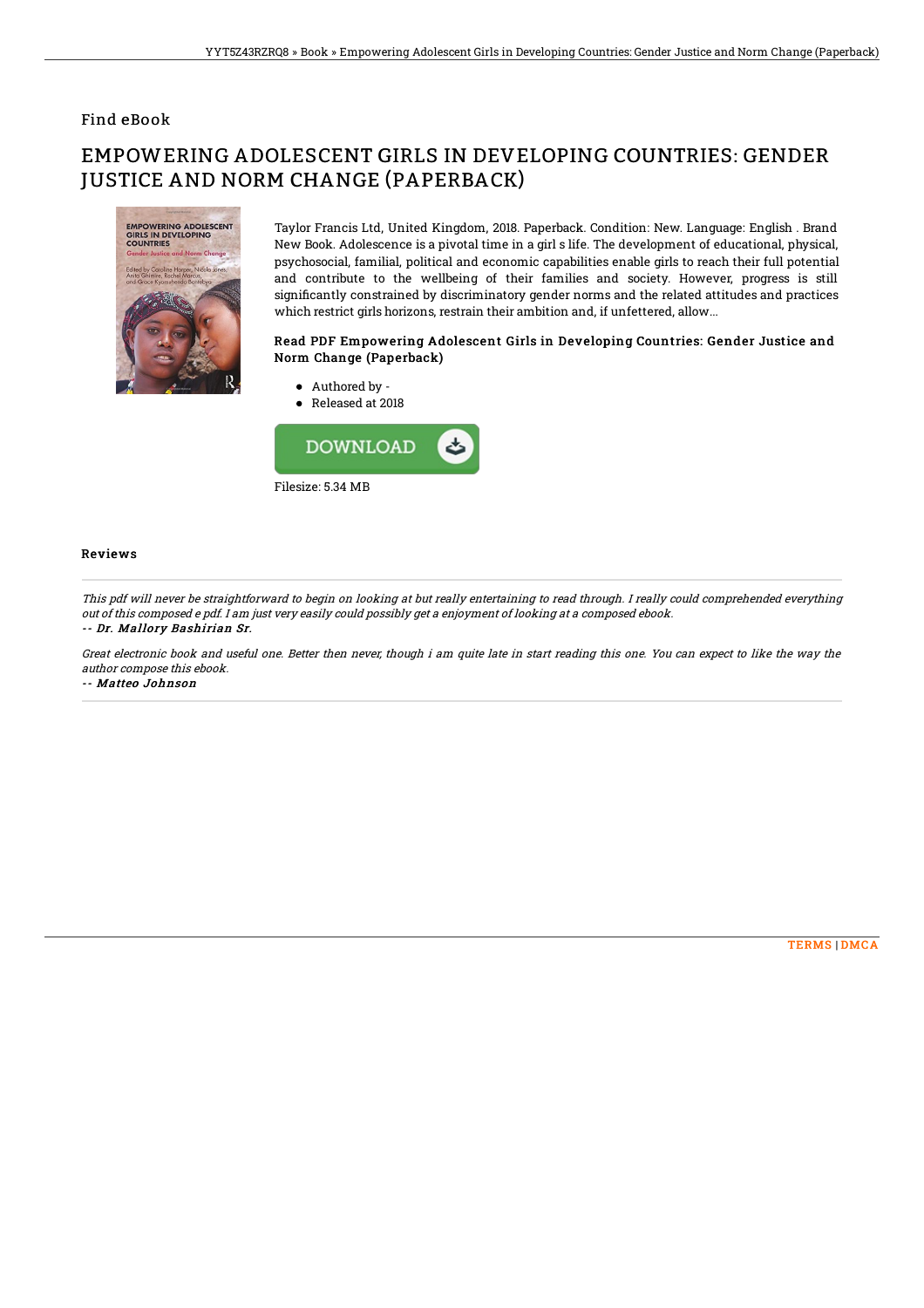Find eBook

# EMPOWERING ADOLESCENT GIRLS IN DEVELOPING COUNTRIES: GENDER JUSTICE AND NORM CHANGE (PAPERBACK)

Taylor Francis Ltd, United Kingdom, 2018. Paperback. Condition: New. Language: English . Brand New Book. Adolescence is a pivotal time in a girl s life. The development of educational, physical, psychosocial, familial, political and economic capabilities enable girls to reach their full potential and contribute to the wellbeing of their families and society. However, progress is still significantly constrained by discriminatory gender norms and the related attitudes and practices which restrict girls horizons, restrain their ambition and, if unfettered, allow...

### Read PDF Empowering Adolescent Girls in Developing Countries: Gender Justice and Norm Change (Paperback)

- Authored by -
- Released at 2018

Filesize: 5.34 MB

#### Reviews

*This pdf will never be straightforward to begin on looking at but really entertaining to read through. I really could comprehended everything out of this composed e pdf. I am just very easily could possibly get a enjoyment of looking at a composed ebook.*

-- *Dr. Mallory Bashirian Sr.*

*Great electronic book and useful one. Better then never, though i am quite late in start reading this one. You can expect to like the way the author compose this ebook.*

-- *Matteo Johnson*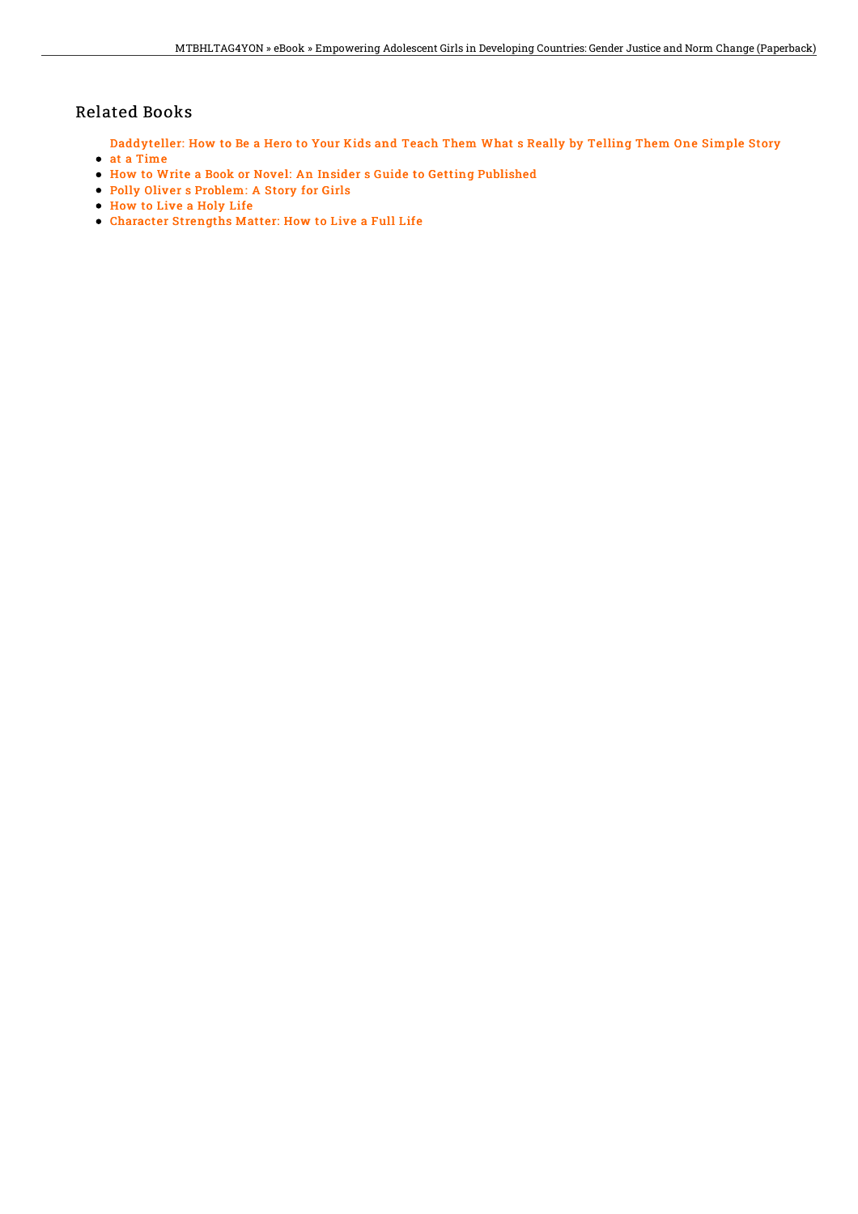## Related Books

- Daddyteller: How to Be a Hero to Your Kids and Teach Them What s Really by Telling Them One Simple Story at a Time
- How to Write a Book or Novel: An Insider s Guide to Getting Published
- Polly Oliver s Problem: A Story for Girls
- How to Live a Holy Life
- Character Strengths Matter: How to Live a Full Life